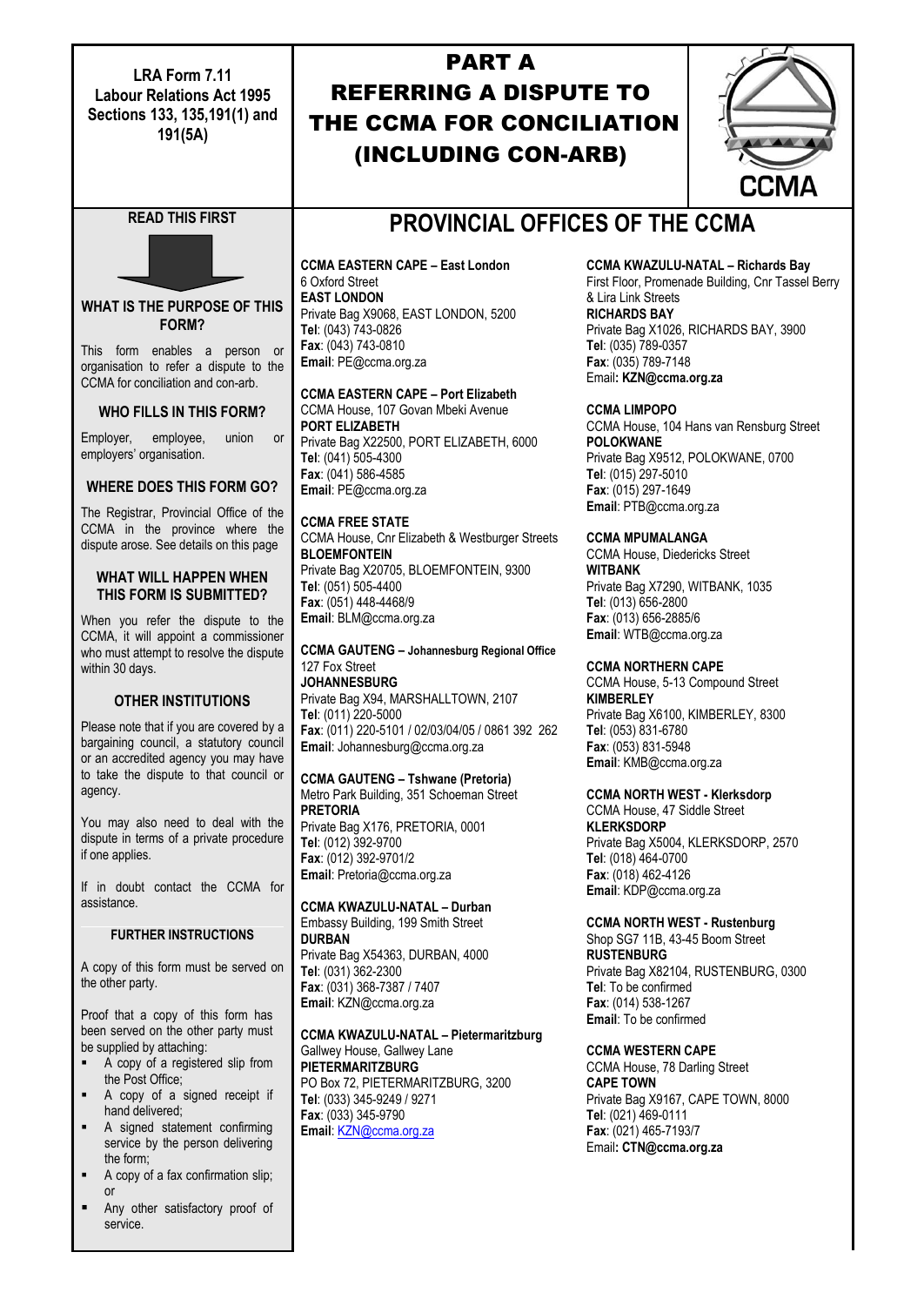**LRA Form 7.11**
**Labour Relations Act 1995**
**Sections 133, 135,191(1) and 191(5A)**

# PART A
# REFERRING A DISPUTE TO THE CCMA FOR CONCILIATION (INCLUDING CON-ARB)

CCMA

## READ THIS FIRST

### WHAT IS THE PURPOSE OF THIS FORM?

This form enables a person or organisation to refer a dispute to the CCMA for conciliation and con-arb.

### WHO FILLS IN THIS FORM?

Employer, employee, union or employers' organisation.

### WHERE DOES THIS FORM GO?

The Registrar, Provincial Office of the CCMA in the province where the dispute arose. See details on this page

### WHAT WILL HAPPEN WHEN THIS FORM IS SUBMITTED?

When you refer the dispute to the CCMA, it will appoint a commissioner who must attempt to resolve the dispute within 30 days.

### OTHER INSTITUTIONS

Please note that if you are covered by a bargaining council, a statutory council or an accredited agency you may have to take the dispute to that council or agency.

You may also need to deal with the dispute in terms of a private procedure if one applies.

If in doubt contact the CCMA for assistance.

### FURTHER INSTRUCTIONS

A copy of this form must be served on the other party.

Proof that a copy of this form has been served on the other party must be supplied by attaching:

- A copy of a registered slip from the Post Office;
- A copy of a signed receipt if hand delivered;
- A signed statement confirming service by the person delivering the form;
- A copy of a fax confirmation slip; or
- Any other satisfactory proof of service.

## PROVINCIAL OFFICES OF THE CCMA

**CCMA EASTERN CAPE – East London**
6 Oxford Street
**EAST LONDON**
Private Bag X9068, EAST LONDON, 5200
**Tel**: (043) 743-0826
**Fax**: (043) 743-0810
**Email**: PE@ccma.org.za

**CCMA EASTERN CAPE – Port Elizabeth**
CCMA House, 107 Govan Mbeki Avenue
**PORT ELIZABETH**
Private Bag X22500, PORT ELIZABETH, 6000
**Tel**: (041) 505-4300
**Fax**: (041) 586-4585
**Email**: PE@ccma.org.za

**CCMA FREE STATE**
CCMA House, Cnr Elizabeth & Westburger Streets
**BLOEMFONTEIN**
Private Bag X20705, BLOEMFONTEIN, 9300
**Tel**: (051) 505-4400
**Fax**: (051) 448-4468/9
**Email**: BLM@ccma.org.za

**CCMA GAUTENG – Johannesburg Regional Office**
127 Fox Street
**JOHANNESBURG**
Private Bag X94, MARSHALLTOWN, 2107
**Tel**: (011) 220-5000
**Fax**: (011) 220-5101 / 02/03/04/05 / 0861 392 262
**Email**: Johannesburg@ccma.org.za

**CCMA GAUTENG – Tshwane (Pretoria)**
Metro Park Building, 351 Schoeman Street
**PRETORIA**
Private Bag X176, PRETORIA, 0001
**Tel**: (012) 392-9700
**Fax**: (012) 392-9701/2
**Email**: Pretoria@ccma.org.za

**CCMA KWAZULU-NATAL – Durban**
Embassy Building, 199 Smith Street
**DURBAN**
Private Bag X54363, DURBAN, 4000
**Tel**: (031) 362-2300
**Fax**: (031) 368-7387 / 7407
**Email**: KZN@ccma.org.za

**CCMA KWAZULU-NATAL – Pietermaritzburg**
Gallwey House, Gallwey Lane
**PIETERMARITZBURG**
PO Box 72, PIETERMARITZBURG, 3200
**Tel**: (033) 345-9249 / 9271
**Fax**: (033) 345-9790
**Email**: KZN@ccma.org.za

**CCMA KWAZULU-NATAL – Richards Bay**
First Floor, Promenade Building, Cnr Tassel Berry & Lira Link Streets
**RICHARDS BAY**
Private Bag X1026, RICHARDS BAY, 3900
**Tel**: (035) 789-0357
**Fax**: (035) 789-7148
Email**: KZN@ccma.org.za**

**CCMA LIMPOPO**
CCMA House, 104 Hans van Rensburg Street
**POLOKWANE**
Private Bag X9512, POLOKWANE, 0700
**Tel**: (015) 297-5010
**Fax**: (015) 297-1649
**Email**: PTB@ccma.org.za

**CCMA MPUMALANGA**
CCMA House, Diedericks Street
**WITBANK**
Private Bag X7290, WITBANK, 1035
**Tel**: (013) 656-2800
**Fax**: (013) 656-2885/6
**Email**: WTB@ccma.org.za

**CCMA NORTHERN CAPE**
CCMA House, 5-13 Compound Street
**KIMBERLEY**
Private Bag X6100, KIMBERLEY, 8300
**Tel**: (053) 831-6780
**Fax**: (053) 831-5948
**Email**: KMB@ccma.org.za

**CCMA NORTH WEST - Klerksdorp**
CCMA House, 47 Siddle Street
**KLERKSDORP**
Private Bag X5004, KLERKSDORP, 2570
**Tel**: (018) 464-0700
**Fax**: (018) 462-4126
**Email**: KDP@ccma.org.za

**CCMA NORTH WEST - Rustenburg**
Shop SG7 11B, 43-45 Boom Street
**RUSTENBURG**
Private Bag X82104, RUSTENBURG, 0300
**Tel**: To be confirmed
**Fax**: (014) 538-1267
**Email**: To be confirmed

**CCMA WESTERN CAPE**
CCMA House, 78 Darling Street
**CAPE TOWN**
Private Bag X9167, CAPE TOWN, 8000
**Tel**: (021) 469-0111
**Fax**: (021) 465-7193/7
Email**: CTN@ccma.org.za**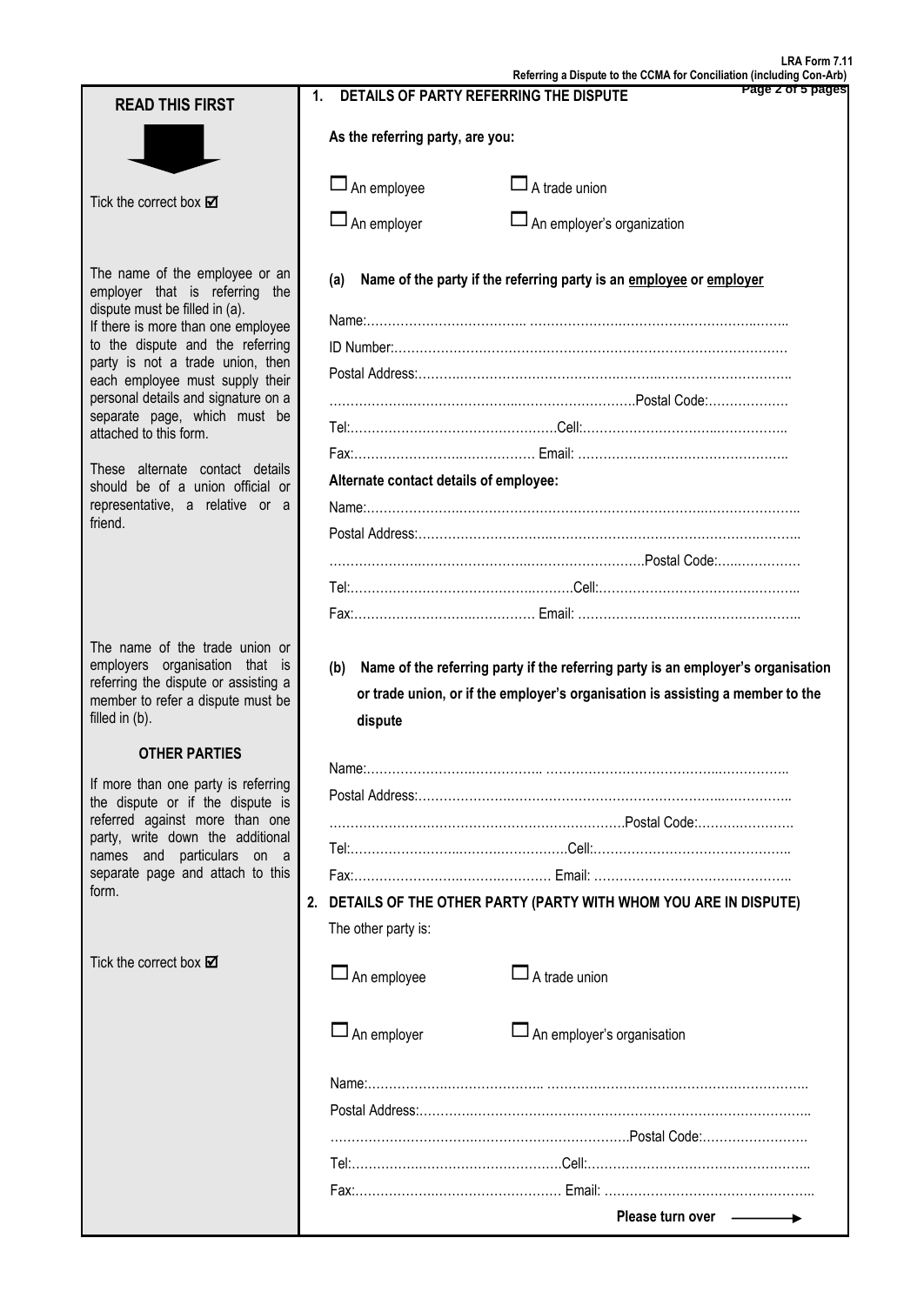## READ THIS FIRST

## 1. DETAILS OF PARTY REFERRING THE DISPUTE

Tick the correct box ☑

**As the referring party, are you:**

☐ An employee ☐ A trade union

☐ An employer ☐ An employer's organization

The name of the employee or an employer that is referring the dispute must be filled in (a).
If there is more than one employee to the dispute and the referring party is not a trade union, then each employee must supply their personal details and signature on a separate page, which must be attached to this form.

These alternate contact details should be of a union official or representative, a relative or a friend.

**(a) Name of the party if the referring party is an employee or employer**

Name:……………………………….. ……………………………………………………..

ID Number:……………………………………………………………………………………

Postal Address:……………………………………………………………………………..

……………………………………………………………….Postal Code:………………

Tel:…………………………………………Cell:……………………………………………..

Fax:…………………………………… Email: …………………………………………..

**Alternate contact details of employee:**

Name:……………………………………………………………………………………………..

Postal Address:……………………………………………………………………………..

……………………………………………………………….Postal Code:………………

Tel:…………………………………………Cell:……………………………………………..

Fax:…………………………………… Email: …………………………………………..

The name of the trade union or employers organisation that is referring the dispute or assisting a member to refer a dispute must be filled in (b).

**(b) Name of the referring party if the referring party is an employer's organisation or trade union, or if the employer's organisation is assisting a member to the dispute**

Name:……………………………….. ……………………………………………………..

Postal Address:……………………………………………………………………………..

……………………………………………………………….Postal Code:………………

Tel:…………………………………………Cell:……………………………………………..

Fax:…………………………………… Email: …………………………………………..

### OTHER PARTIES

If more than one party is referring the dispute or if the dispute is referred against more than one party, write down the additional names and particulars on a separate page and attach to this form.

## 2. DETAILS OF THE OTHER PARTY (PARTY WITH WHOM YOU ARE IN DISPUTE)

The other party is:

Tick the correct box ☑

☐ An employee ☐ A trade union

☐ An employer ☐ An employer's organisation

Name:……………………………….. ……………………………………………………..

Postal Address:……………………………………………………………………………..

……………………………………………………………….Postal Code:………………

Tel:…………………………………………Cell:……………………………………………..

Fax:…………………………………… Email: …………………………………………..

**Please turn over** ⟶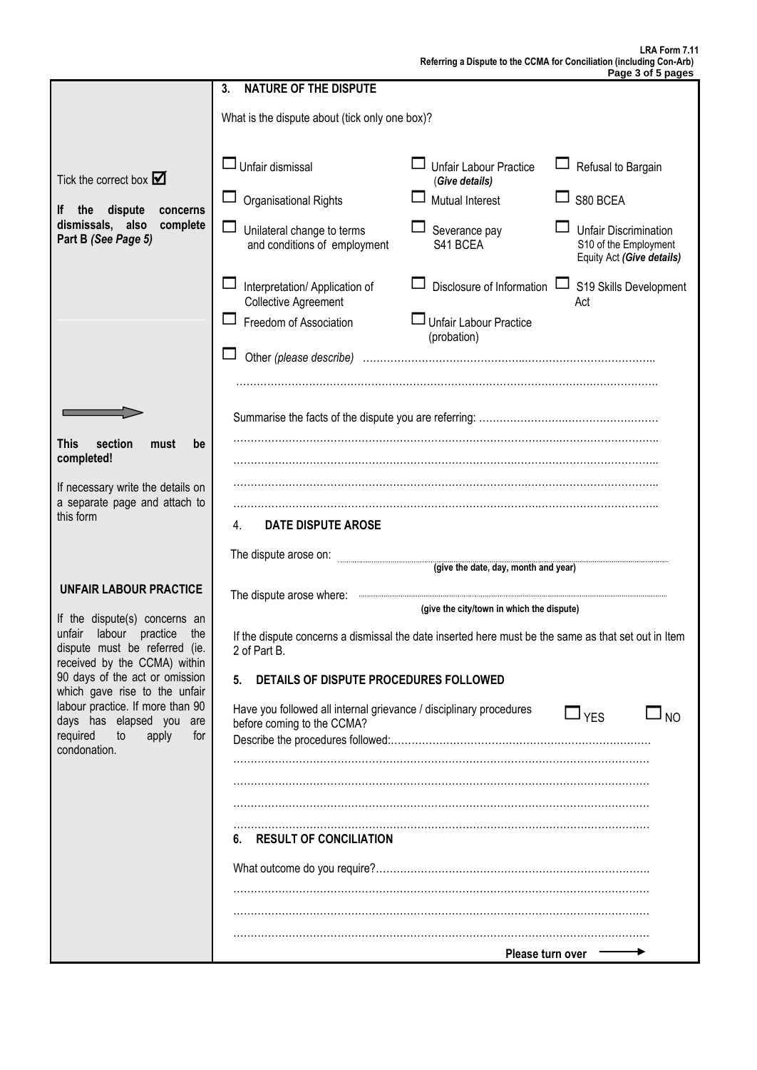LRA Form 7.11
Referring a Dispute to the CCMA for Conciliation (including Con-Arb)

## 3. NATURE OF THE DISPUTE

Tick the correct box ☑

**If the dispute concerns dismissals, also complete Part B** *(See Page 5)*

What is the dispute about (tick only one box)?

| | | |
|---|---|---|
| ☐ Unfair dismissal | ☐ Unfair Labour Practice (*Give details)* | ☐ Refusal to Bargain |
| ☐ Organisational Rights | ☐ Mutual Interest | ☐ S80 BCEA |
| ☐ Unilateral change to terms and conditions of employment | ☐ Severance pay S41 BCEA | ☐ Unfair Discrimination S10 of the Employment Equity Act ***(Give details)*** |
| ☐ Interpretation/ Application of Collective Agreement | ☐ Disclosure of Information | ☐ S19 Skills Development Act |
| ☐ Freedom of Association | ☐ Unfair Labour Practice (probation) | |

☐ Other *(please describe)* …………………………………………………………………………

…………………………………………………………………………………………………………

**This section must be completed!**

If necessary write the details on a separate page and attach to this form

Summarise the facts of the dispute you are referring: ……………………………………………

…………………………………………………………………………………………………………

…………………………………………………………………………………………………………

…………………………………………………………………………………………………………

…………………………………………………………………………………………………………

## 4. DATE DISPUTE AROSE

The dispute arose on: ……………………………………………………………
**(give the date, day, month and year)**

The dispute arose where: ……………………………………………………………
**(give the city/town in which the dispute)**

If the dispute concerns a dismissal the date inserted here must be the same as that set out in Item 2 of Part B.

**UNFAIR LABOUR PRACTICE**

If the dispute(s) concerns an unfair labour practice the dispute must be referred (ie. received by the CCMA) within 90 days of the act or omission which gave rise to the unfair labour practice. If more than 90 days has elapsed you are required to apply for condonation.

## 5. DETAILS OF DISPUTE PROCEDURES FOLLOWED

Have you followed all internal grievance / disciplinary procedures before coming to the CCMA? ☐ YES ☐ NO

Describe the procedures followed:……………………………………………………………………

…………………………………………………………………………………………………………

…………………………………………………………………………………………………………

…………………………………………………………………………………………………………

…………………………………………………………………………………………………………

## 6. RESULT OF CONCILIATION

What outcome do you require?…………………………………………………………………………

…………………………………………………………………………………………………………

…………………………………………………………………………………………………………

…………………………………………………………………………………………………………

**Please turn over** →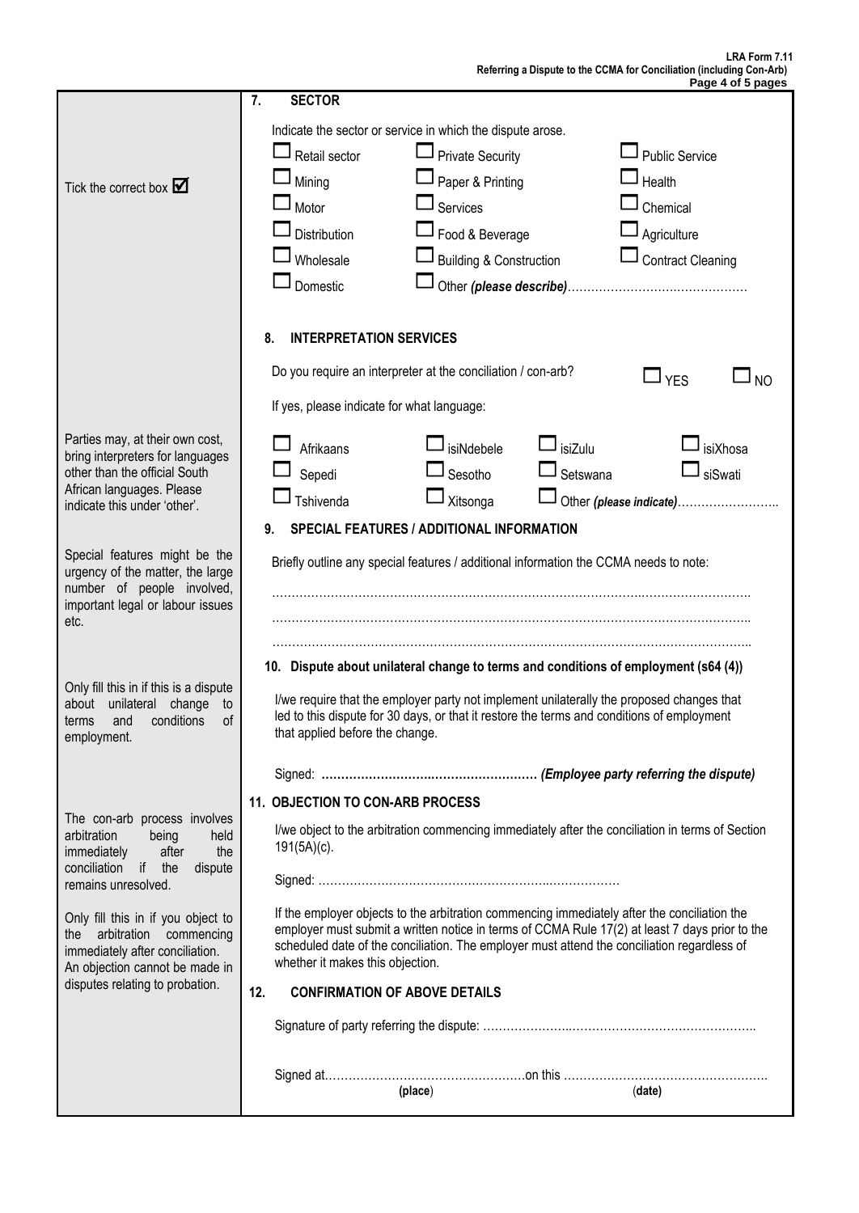## 7. SECTOR

*Tick the correct box ☑*

Indicate the sector or service in which the dispute arose.

| | | |
|---|---|---|
| ☐ Retail sector | ☐ Private Security | ☐ Public Service |
| ☐ Mining | ☐ Paper & Printing | ☐ Health |
| ☐ Motor | ☐ Services | ☐ Chemical |
| ☐ Distribution | ☐ Food & Beverage | ☐ Agriculture |
| ☐ Wholesale | ☐ Building & Construction | ☐ Contract Cleaning |
| ☐ Domestic | ☐ Other ***(please describe)***………………………………………… | |

## 8. INTERPRETATION SERVICES

Do you require an interpreter at the conciliation / con-arb? ☐ YES ☐ NO

If yes, please indicate for what language:

*Parties may, at their own cost, bring interpreters for languages other than the official South African languages. Please indicate this under 'other'.*

| | | | |
|---|---|---|---|
| ☐ Afrikaans | ☐ isiNdebele | ☐ isiZulu | ☐ isiXhosa |
| ☐ Sepedi | ☐ Sesotho | ☐ Setswana | ☐ siSwati |
| ☐ Tshivenda | ☐ Xitsonga | ☐ Other ***(please indicate)***…………………….. | |

## 9. SPECIAL FEATURES / ADDITIONAL INFORMATION

*Special features might be the urgency of the matter, the large number of people involved, important legal or labour issues etc.*

Briefly outline any special features / additional information the CCMA needs to note:

…………………………………………………………………………………………………………….

…………………………………………………………………………………………………………….

…………………………………………………………………………………………………………….

## 10. Dispute about unilateral change to terms and conditions of employment (s64 (4))

*Only fill this in if this is a dispute about unilateral change to terms and conditions of employment.*

I/we require that the employer party not implement unilaterally the proposed changes that led to this dispute for 30 days, or that it restore the terms and conditions of employment that applied before the change.

Signed: **………………………………………………** ***(Employee party referring the dispute)***

## 11. OBJECTION TO CON-ARB PROCESS

*The con-arb process involves arbitration being held immediately after the conciliation if the dispute remains unresolved.*

*Only fill this in if you object to the arbitration commencing immediately after conciliation. An objection cannot be made in disputes relating to probation.*

I/we object to the arbitration commencing immediately after the conciliation in terms of Section 191(5A)(c).

Signed: ……………………………………………………..………………

If the employer objects to the arbitration commencing immediately after the conciliation the employer must submit a written notice in terms of CCMA Rule 17(2) at least 7 days prior to the scheduled date of the conciliation. The employer must attend the conciliation regardless of whether it makes this objection.

## 12. CONFIRMATION OF ABOVE DETAILS

Signature of party referring the dispute: ………………….……………………………………..

Signed at……………………………………………on this …………………………………………….
**(place)** **(date)**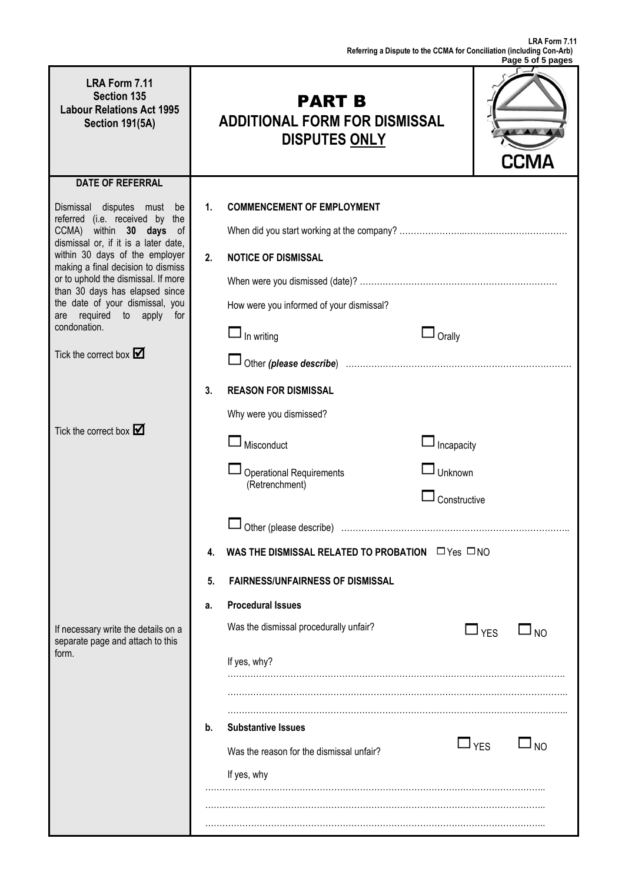LRA Form 7.11
Section 135
Labour Relations Act 1995
Section 191(5A)

# PART B
## ADDITIONAL FORM FOR DISMISSAL DISPUTES ONLY

CCMA

**DATE OF REFERRAL**

Dismissal disputes must be referred (i.e. received by the CCMA) within **30 days** of dismissal or, if it is a later date, within 30 days of the employer making a final decision to dismiss or to uphold the dismissal. If more than 30 days has elapsed since the date of your dismissal, you are required to apply for condonation.

Tick the correct box ☑

**1. COMMENCEMENT OF EMPLOYMENT**

When did you start working at the company? ……………………………………………………

**2. NOTICE OF DISMISSAL**

When were you dismissed (date)? ……………………………………………………………

How were you informed of your dismissal?

☐ In writing ☐ Orally

☐ Other ***(please describe***) ……………………………………………………………………

Tick the correct box ☑

**3. REASON FOR DISMISSAL**

Why were you dismissed?

☐ Misconduct ☐ Incapacity

☐ Operational Requirements (Retrenchment) ☐ Unknown

☐ Constructive

☐ Other (please describe) ……………………………………………………………………

**4. WAS THE DISMISSAL RELATED TO PROBATION** ☐ Yes ☐ NO

**5. FAIRNESS/UNFAIRNESS OF DISMISSAL**

If necessary write the details on a separate page and attach to this form.

**a. Procedural Issues**

Was the dismissal procedurally unfair? ☐ YES ☐ NO

If yes, why?

……………………………………………………………………………………………………

……………………………………………………………………………………………………

……………………………………………………………………………………………………

**b. Substantive Issues**

Was the reason for the dismissal unfair? ☐ YES ☐ NO

If yes, why

……………………………………………………………………………………………………

……………………………………………………………………………………………………

……………………………………………………………………………………………………